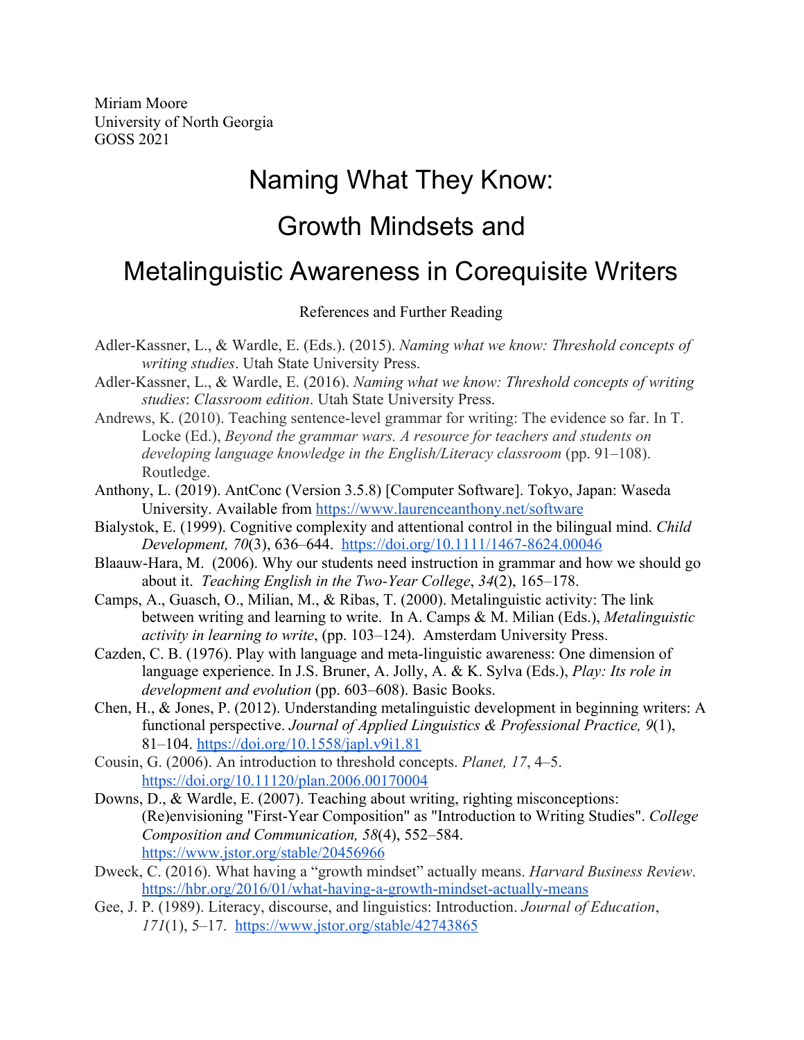Miriam Moore
University of North Georgia
GOSS 2021

# Naming What They Know: Growth Mindsets and Metalinguistic Awareness in Corequisite Writers

References and Further Reading

Adler-Kassner, L., & Wardle, E. (Eds.). (2015). *Naming what we know: Threshold concepts of writing studies*. Utah State University Press.

Adler-Kassner, L., & Wardle, E. (2016). *Naming what we know: Threshold concepts of writing studies*: *Classroom edition*. Utah State University Press.

Andrews, K. (2010). Teaching sentence-level grammar for writing: The evidence so far. In T. Locke (Ed.), *Beyond the grammar wars. A resource for teachers and students on developing language knowledge in the English/Literacy classroom* (pp. 91–108). Routledge.

Anthony, L. (2019). AntConc (Version 3.5.8) [Computer Software]. Tokyo, Japan: Waseda University. Available from https://www.laurenceanthony.net/software

Bialystok, E. (1999). Cognitive complexity and attentional control in the bilingual mind. *Child Development, 70*(3), 636–644. https://doi.org/10.1111/1467-8624.00046

Blaauw-Hara, M. (2006). Why our students need instruction in grammar and how we should go about it. *Teaching English in the Two-Year College*, *34*(2), 165–178.

Camps, A., Guasch, O., Milian, M., & Ribas, T. (2000). Metalinguistic activity: The link between writing and learning to write. In A. Camps & M. Milian (Eds.), *Metalinguistic activity in learning to write*, (pp. 103–124). Amsterdam University Press.

Cazden, C. B. (1976). Play with language and meta-linguistic awareness: One dimension of language experience. In J.S. Bruner, A. Jolly, A. & K. Sylva (Eds.), *Play: Its role in development and evolution* (pp. 603–608). Basic Books.

Chen, H., & Jones, P. (2012). Understanding metalinguistic development in beginning writers: A functional perspective. *Journal of Applied Linguistics & Professional Practice, 9*(1), 81–104. https://doi.org/10.1558/japl.v9i1.81

Cousin, G. (2006). An introduction to threshold concepts. *Planet, 17*, 4–5. https://doi.org/10.11120/plan.2006.00170004

Downs, D., & Wardle, E. (2007). Teaching about writing, righting misconceptions: (Re)envisioning "First-Year Composition" as "Introduction to Writing Studies". *College Composition and Communication, 58*(4), 552–584. https://www.jstor.org/stable/20456966

Dweck, C. (2016). What having a "growth mindset" actually means. *Harvard Business Review*. https://hbr.org/2016/01/what-having-a-growth-mindset-actually-means

Gee, J. P. (1989). Literacy, discourse, and linguistics: Introduction. *Journal of Education*, *171*(1), 5–17. https://www.jstor.org/stable/42743865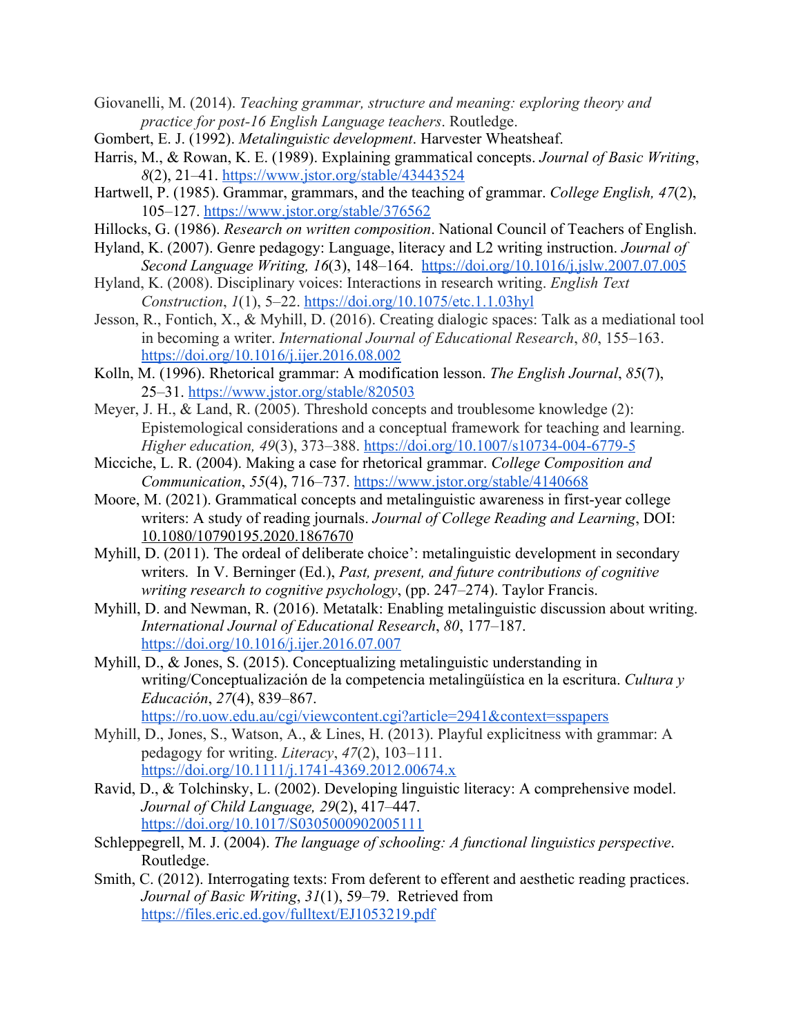Giovanelli, M. (2014). *Teaching grammar, structure and meaning: exploring theory and practice for post-16 English Language teachers*. Routledge.

Gombert, E. J. (1992). *Metalinguistic development*. Harvester Wheatsheaf.

Harris, M., & Rowan, K. E. (1989). Explaining grammatical concepts. *Journal of Basic Writing*, *8*(2), 21–41. https://www.jstor.org/stable/43443524

Hartwell, P. (1985). Grammar, grammars, and the teaching of grammar. *College English, 47*(2), 105–127. https://www.jstor.org/stable/376562

Hillocks, G. (1986). *Research on written composition*. National Council of Teachers of English.

Hyland, K. (2007). Genre pedagogy: Language, literacy and L2 writing instruction. *Journal of Second Language Writing, 16*(3), 148–164. https://doi.org/10.1016/j.jslw.2007.07.005

Hyland, K. (2008). Disciplinary voices: Interactions in research writing. *English Text Construction*, *1*(1), 5–22. https://doi.org/10.1075/etc.1.1.03hyl

Jesson, R., Fontich, X., & Myhill, D. (2016). Creating dialogic spaces: Talk as a mediational tool in becoming a writer. *International Journal of Educational Research*, *80*, 155–163. https://doi.org/10.1016/j.ijer.2016.08.002

Kolln, M. (1996). Rhetorical grammar: A modification lesson. *The English Journal*, *85*(7), 25–31. https://www.jstor.org/stable/820503

Meyer, J. H., & Land, R. (2005). Threshold concepts and troublesome knowledge (2): Epistemological considerations and a conceptual framework for teaching and learning. *Higher education, 49*(3), 373–388. https://doi.org/10.1007/s10734-004-6779-5

Micciche, L. R. (2004). Making a case for rhetorical grammar. *College Composition and Communication*, *55*(4), 716–737. https://www.jstor.org/stable/4140668

Moore, M. (2021). Grammatical concepts and metalinguistic awareness in first-year college writers: A study of reading journals. *Journal of College Reading and Learning*, DOI: 10.1080/10790195.2020.1867670

Myhill, D. (2011). The ordeal of deliberate choice': metalinguistic development in secondary writers. In V. Berninger (Ed.), *Past, present, and future contributions of cognitive writing research to cognitive psychology*, (pp. 247–274). Taylor Francis.

Myhill, D. and Newman, R. (2016). Metatalk: Enabling metalinguistic discussion about writing. *International Journal of Educational Research*, *80*, 177–187. https://doi.org/10.1016/j.ijer.2016.07.007

Myhill, D., & Jones, S. (2015). Conceptualizing metalinguistic understanding in writing/Conceptualización de la competencia metalingüística en la escritura. *Cultura y Educación*, *27*(4), 839–867. https://ro.uow.edu.au/cgi/viewcontent.cgi?article=2941&context=sspapers

Myhill, D., Jones, S., Watson, A., & Lines, H. (2013). Playful explicitness with grammar: A pedagogy for writing. *Literacy*, *47*(2), 103–111. https://doi.org/10.1111/j.1741-4369.2012.00674.x

Ravid, D., & Tolchinsky, L. (2002). Developing linguistic literacy: A comprehensive model. *Journal of Child Language, 29*(2), 417–447. https://doi.org/10.1017/S0305000902005111

Schleppegrell, M. J. (2004). *The language of schooling: A functional linguistics perspective*. Routledge.

Smith, C. (2012). Interrogating texts: From deferent to efferent and aesthetic reading practices. *Journal of Basic Writing*, *31*(1), 59–79. Retrieved from https://files.eric.ed.gov/fulltext/EJ1053219.pdf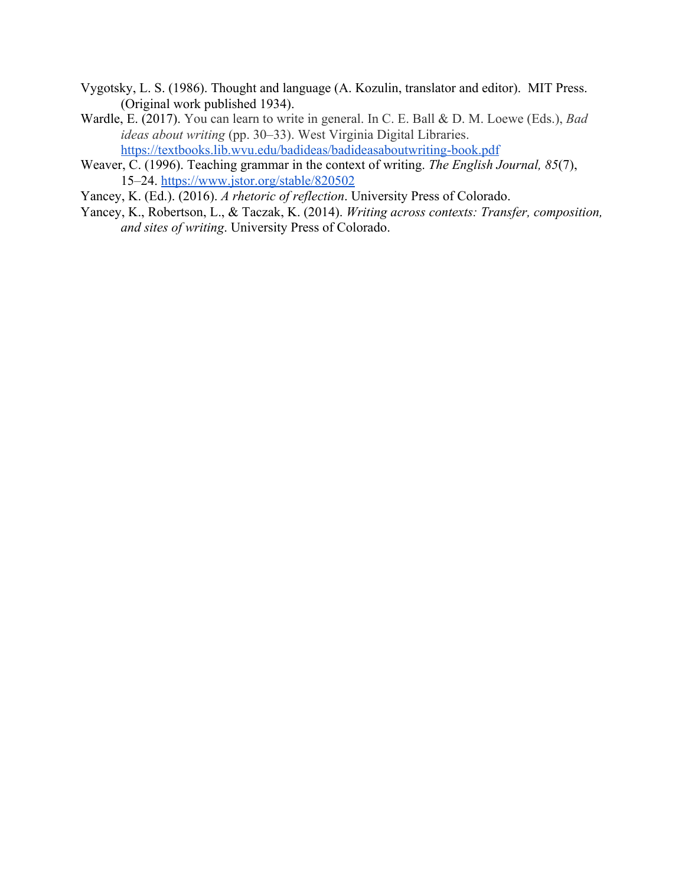Vygotsky, L. S. (1986). Thought and language (A. Kozulin, translator and editor). MIT Press. (Original work published 1934).

Wardle, E. (2017). You can learn to write in general. In C. E. Ball & D. M. Loewe (Eds.), *Bad ideas about writing* (pp. 30–33). West Virginia Digital Libraries. https://textbooks.lib.wvu.edu/badideas/badideasaboutwriting-book.pdf

Weaver, C. (1996). Teaching grammar in the context of writing. *The English Journal, 85*(7), 15–24. https://www.jstor.org/stable/820502

Yancey, K. (Ed.). (2016). *A rhetoric of reflection*. University Press of Colorado.

Yancey, K., Robertson, L., & Taczak, K. (2014). *Writing across contexts: Transfer, composition, and sites of writing*. University Press of Colorado.